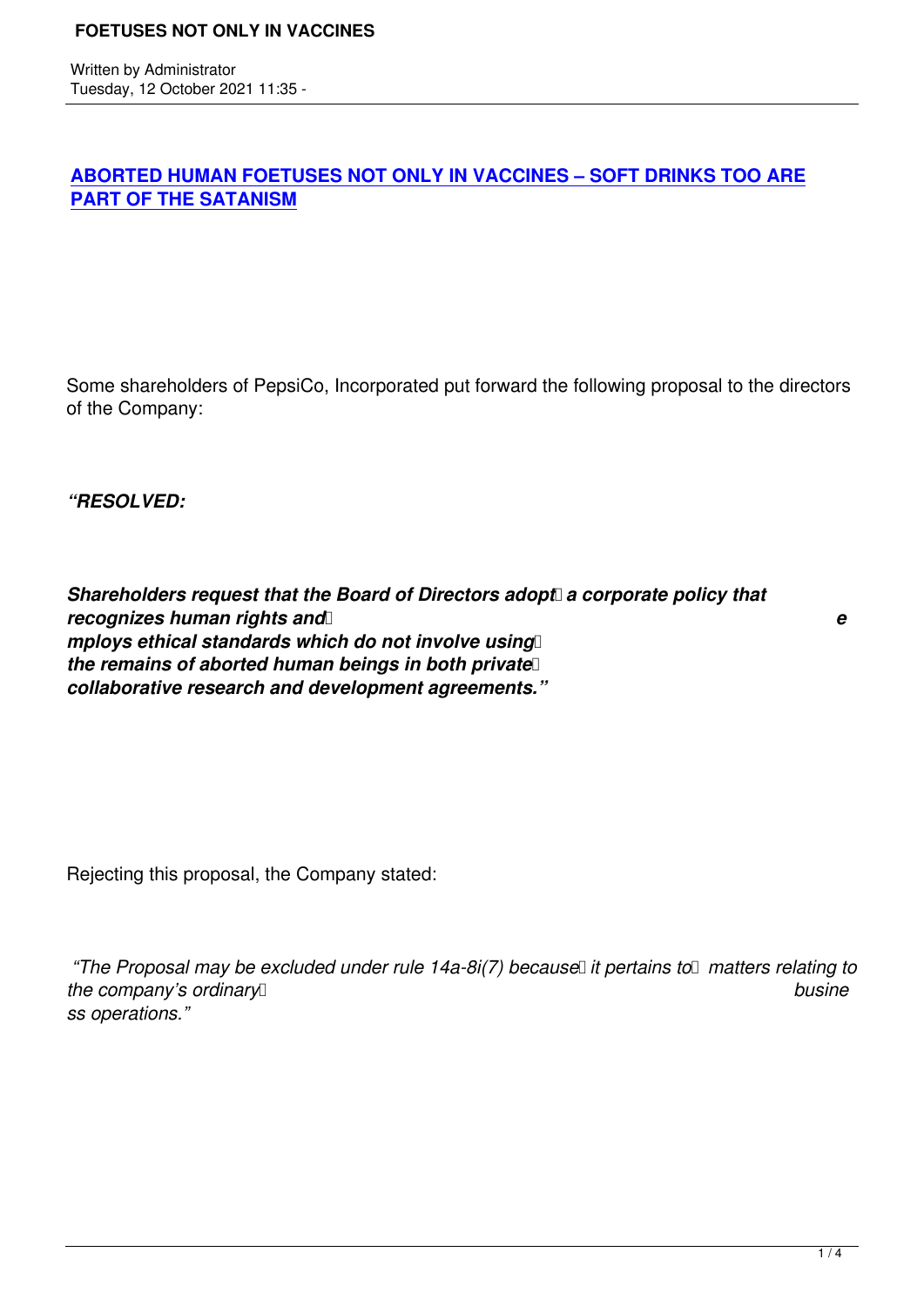# ABORTED HUMAN FOETUSES NOT ONLY IN VACCINES – SOFT DRINKS TOO ARE PART OF THE SATANISM

Written by Administrator
Tuesday, 12 October 2021 11:35 -

Some shareholders of PepsiCo, Incorporated put forward the following proposal to the directors of the Company:

***"RESOLVED:***

***Shareholders request that the Board of Directors adopt a corporate policy that recognizes human rights and employs ethical standards which do not involve using the remains of aborted human beings in both private collaborative research and development agreements."***

Rejecting this proposal, the Company stated:

*"The Proposal may be excluded under rule 14a-8i(7) because it pertains to matters relating to the company's ordinary business operations."*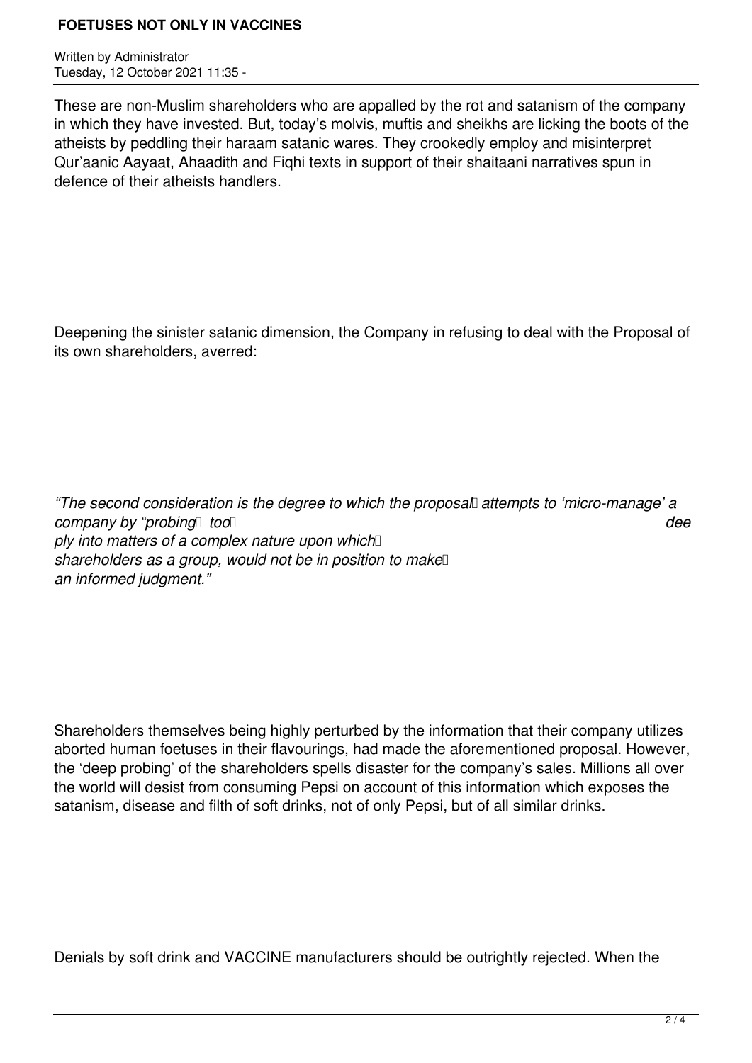These are non-Muslim shareholders who are appalled by the rot and satanism of the company in which they have invested. But, today's molvis, muftis and sheikhs are licking the boots of the atheists by peddling their haraam satanic wares. They crookedly employ and misinterpret Qur'aanic Aayaat, Ahaadith and Fiqhi texts in support of their shaitaani narratives spun in defence of their atheists handlers.

Deepening the sinister satanic dimension, the Company in refusing to deal with the Proposal of its own shareholders, averred:

*"The second consideration is the degree to which the proposal attempts to 'micro-manage' a company by "probing too deeply into matters of a complex nature upon which shareholders as a group, would not be in position to make an informed judgment."*

Shareholders themselves being highly perturbed by the information that their company utilizes aborted human foetuses in their flavourings, had made the aforementioned proposal. However, the 'deep probing' of the shareholders spells disaster for the company's sales. Millions all over the world will desist from consuming Pepsi on account of this information which exposes the satanism, disease and filth of soft drinks, not of only Pepsi, but of all similar drinks.

Denials by soft drink and VACCINE manufacturers should be outrightly rejected. When the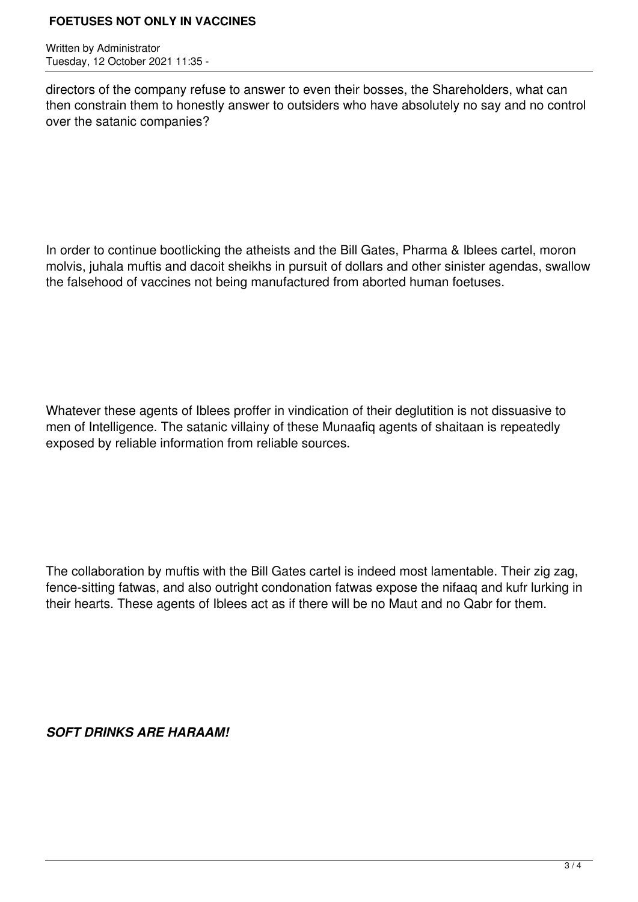directors of the company refuse to answer to even their bosses, the Shareholders, what can then constrain them to honestly answer to outsiders who have absolutely no say and no control over the satanic companies?

In order to continue bootlicking the atheists and the Bill Gates, Pharma & Iblees cartel, moron molvis, juhala muftis and dacoit sheikhs in pursuit of dollars and other sinister agendas, swallow the falsehood of vaccines not being manufactured from aborted human foetuses.

Whatever these agents of Iblees proffer in vindication of their deglutition is not dissuasive to men of Intelligence. The satanic villainy of these Munaafiq agents of shaitaan is repeatedly exposed by reliable information from reliable sources.

The collaboration by muftis with the Bill Gates cartel is indeed most lamentable. Their zig zag, fence-sitting fatwas, and also outright condonation fatwas expose the nifaaq and kufr lurking in their hearts. These agents of Iblees act as if there will be no Maut and no Qabr for them.

***SOFT DRINKS ARE HARAAM!***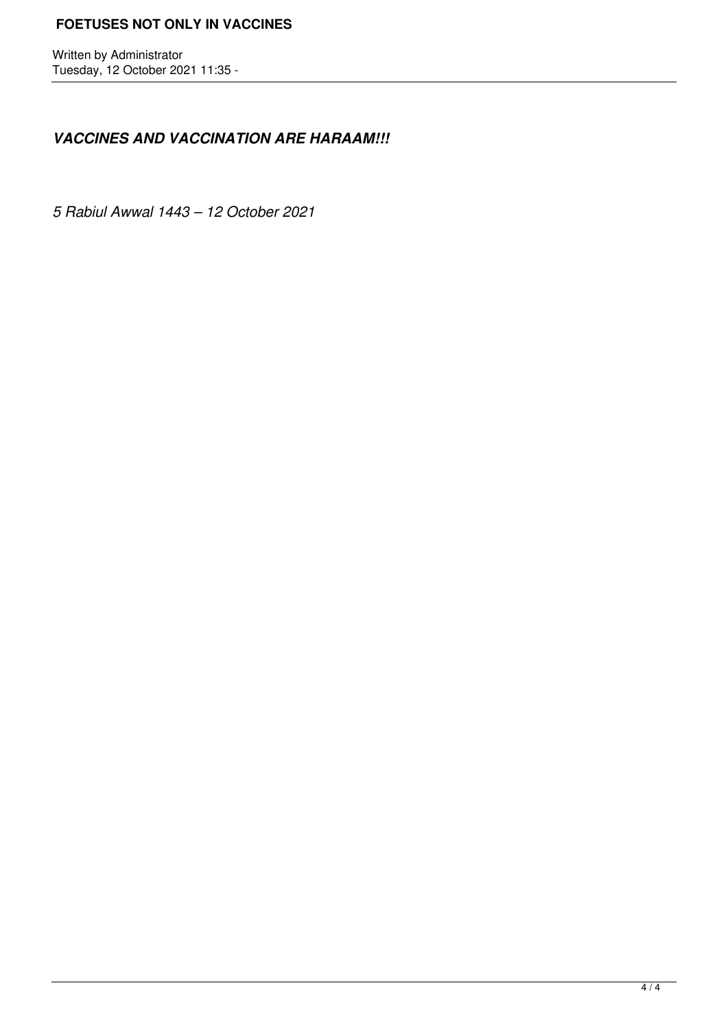***VACCINES AND VACCINATION ARE HARAAM!!!***

*5 Rabiul Awwal 1443 – 12 October 2021*